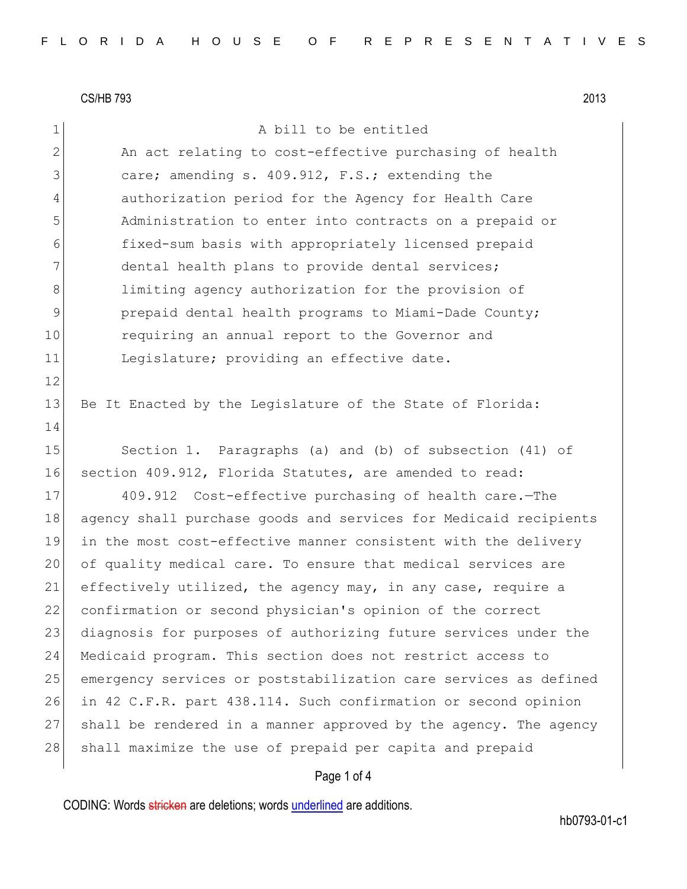CS/HB 793 2013

A bill to be entitled

An act relating to cost-effective purchasing of health care; amending s. 409.912, F.S.; extending the authorization period for the Agency for Health Care Administration to enter into contracts on a prepaid or fixed-sum basis with appropriately licensed prepaid dental health plans to provide dental services; limiting agency authorization for the provision of prepaid dental health programs to Miami-Dade County; requiring an annual report to the Governor and Legislature; providing an effective date.

Be It Enacted by the Legislature of the State of Florida:

Section 1. Paragraphs (a) and (b) of subsection (41) of section 409.912, Florida Statutes, are amended to read:

409.912 Cost-effective purchasing of health care.—The agency shall purchase goods and services for Medicaid recipients in the most cost-effective manner consistent with the delivery of quality medical care. To ensure that medical services are effectively utilized, the agency may, in any case, require a confirmation or second physician's opinion of the correct diagnosis for purposes of authorizing future services under the Medicaid program. This section does not restrict access to emergency services or poststabilization care services as defined in 42 C.F.R. part 438.114. Such confirmation or second opinion shall be rendered in a manner approved by the agency. The agency shall maximize the use of prepaid per capita and prepaid

CODING: Words stricken are deletions; words underlined are additions.

hb0793-01-c1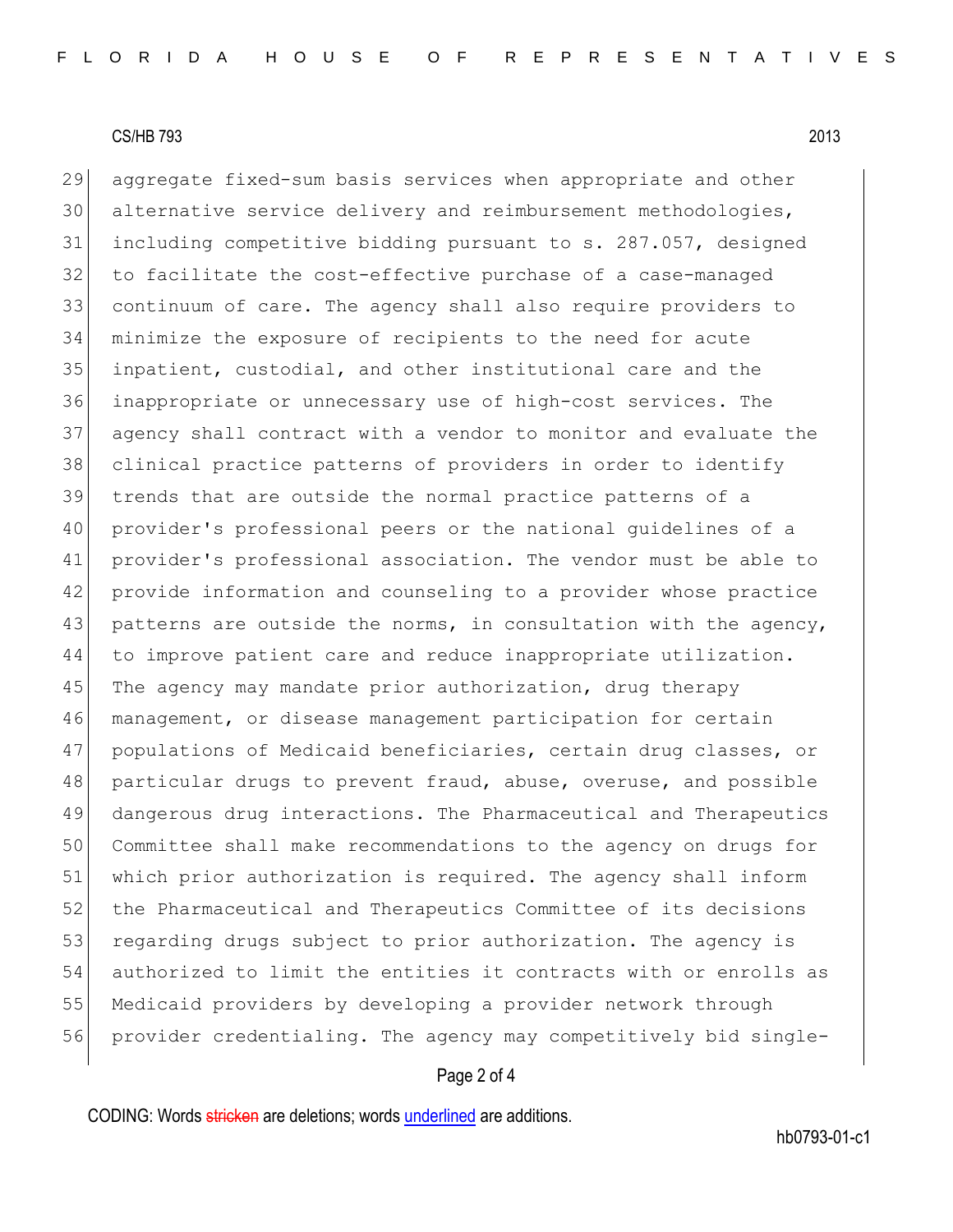aggregate fixed-sum basis services when appropriate and other alternative service delivery and reimbursement methodologies, including competitive bidding pursuant to s. 287.057, designed to facilitate the cost-effective purchase of a case-managed continuum of care. The agency shall also require providers to minimize the exposure of recipients to the need for acute inpatient, custodial, and other institutional care and the inappropriate or unnecessary use of high-cost services. The agency shall contract with a vendor to monitor and evaluate the clinical practice patterns of providers in order to identify trends that are outside the normal practice patterns of a provider's professional peers or the national guidelines of a provider's professional association. The vendor must be able to provide information and counseling to a provider whose practice patterns are outside the norms, in consultation with the agency, to improve patient care and reduce inappropriate utilization. The agency may mandate prior authorization, drug therapy management, or disease management participation for certain populations of Medicaid beneficiaries, certain drug classes, or particular drugs to prevent fraud, abuse, overuse, and possible dangerous drug interactions. The Pharmaceutical and Therapeutics Committee shall make recommendations to the agency on drugs for which prior authorization is required. The agency shall inform the Pharmaceutical and Therapeutics Committee of its decisions regarding drugs subject to prior authorization. The agency is authorized to limit the entities it contracts with or enrolls as Medicaid providers by developing a provider network through provider credentialing. The agency may competitively bid single-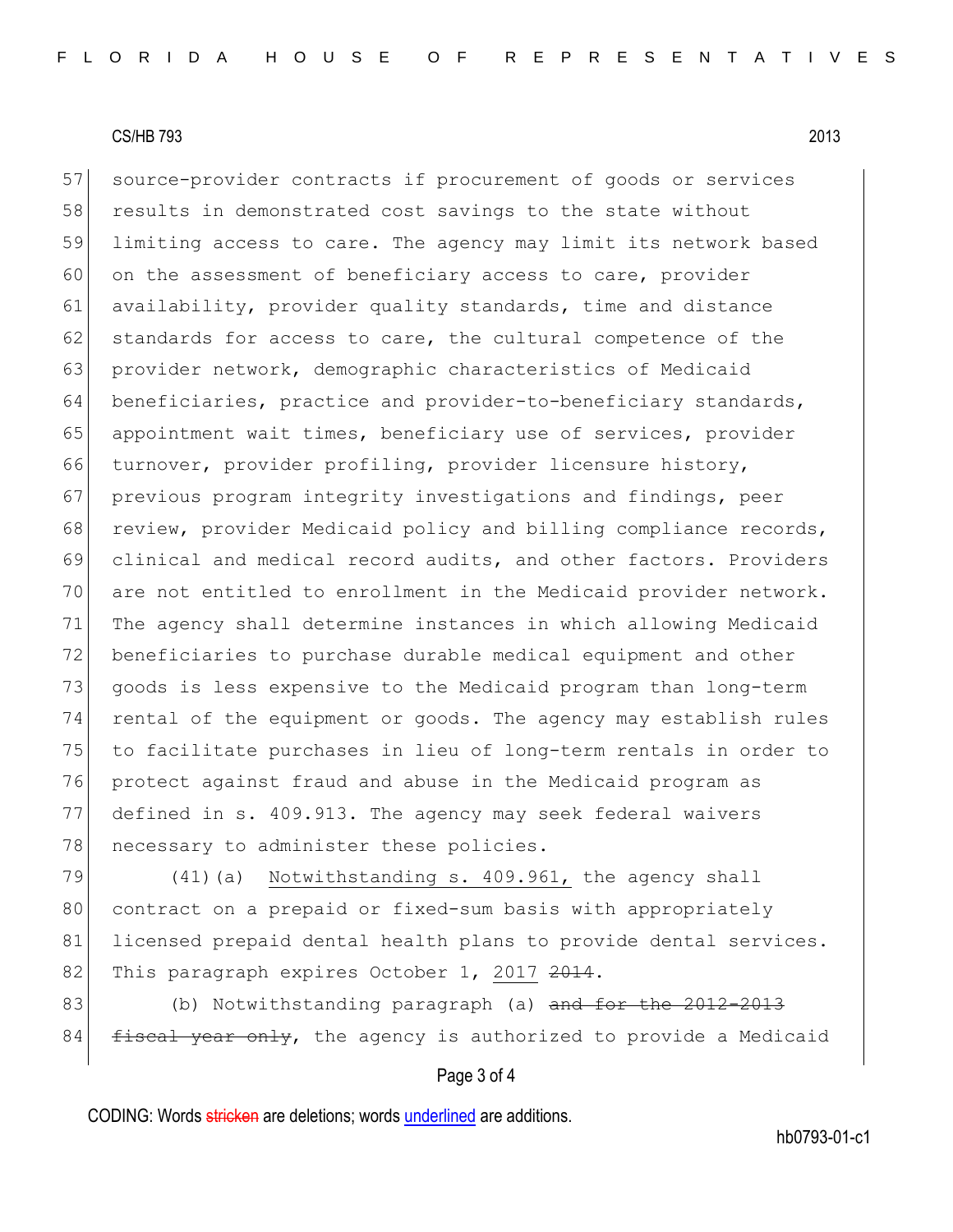source-provider contracts if procurement of goods or services results in demonstrated cost savings to the state without limiting access to care. The agency may limit its network based on the assessment of beneficiary access to care, provider availability, provider quality standards, time and distance standards for access to care, the cultural competence of the provider network, demographic characteristics of Medicaid beneficiaries, practice and provider-to-beneficiary standards, appointment wait times, beneficiary use of services, provider turnover, provider profiling, provider licensure history, previous program integrity investigations and findings, peer review, provider Medicaid policy and billing compliance records, clinical and medical record audits, and other factors. Providers are not entitled to enrollment in the Medicaid provider network. The agency shall determine instances in which allowing Medicaid beneficiaries to purchase durable medical equipment and other goods is less expensive to the Medicaid program than long-term rental of the equipment or goods. The agency may establish rules to facilitate purchases in lieu of long-term rentals in order to protect against fraud and abuse in the Medicaid program as defined in s. 409.913. The agency may seek federal waivers necessary to administer these policies.

(41)(a) <u>Notwithstanding s. 409.961,</u> the agency shall contract on a prepaid or fixed-sum basis with appropriately licensed prepaid dental health plans to provide dental services. This paragraph expires October 1, <u>2017</u> ~~2014~~.

(b) Notwithstanding paragraph (a) ~~and for the 2012-2013 fiscal year only~~, the agency is authorized to provide a Medicaid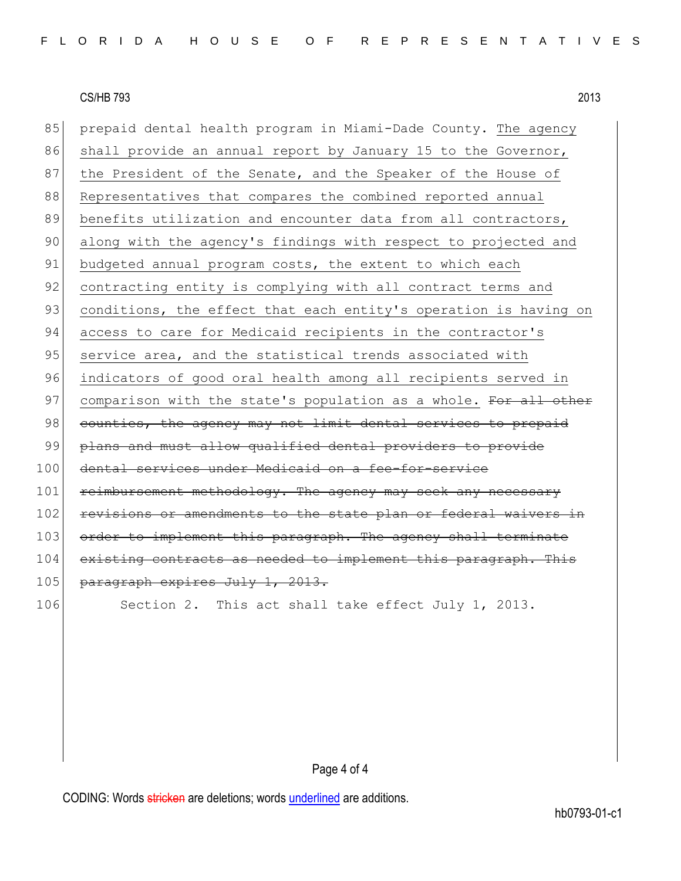prepaid dental health program in Miami-Dade County. <u>The agency shall provide an annual report by January 15 to the Governor, the President of the Senate, and the Speaker of the House of Representatives that compares the combined reported annual benefits utilization and encounter data from all contractors, along with the agency's findings with respect to projected and budgeted annual program costs, the extent to which each contracting entity is complying with all contract terms and conditions, the effect that each entity's operation is having on access to care for Medicaid recipients in the contractor's service area, and the statistical trends associated with indicators of good oral health among all recipients served in comparison with the state's population as a whole.</u> ~~For all other counties, the agency may not limit dental services to prepaid plans and must allow qualified dental providers to provide dental services under Medicaid on a fee-for-service reimbursement methodology. The agency may seek any necessary revisions or amendments to the state plan or federal waivers in order to implement this paragraph. The agency shall terminate existing contracts as needed to implement this paragraph. This paragraph expires July 1, 2013.~~

Section 2. This act shall take effect July 1, 2013.

CODING: Words ~~stricken~~ are deletions; words <u>underlined</u> are additions.